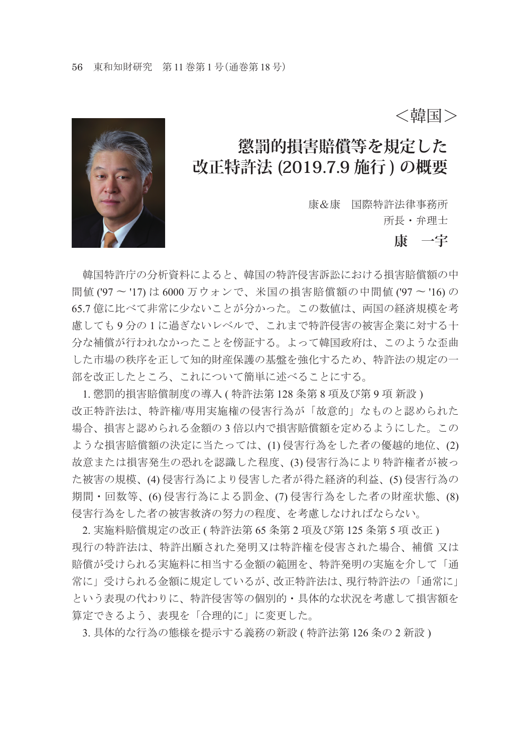＜韓国＞

# 懲罰的損害賠償等を規定した改正特許法 (2019.7.9 施行 ) の概要

康＆康　国際特許法律事務所
所長・弁理士

**康　一宇**

韓国特許庁の分析資料によると、韓国の特許侵害訴訟における損害賠償額の中間値 ('97 ～ '17) は 6000 万ウォンで、米国の損害賠償額の中間値 ('97 ～ '16) の 65.7 億に比べて非常に少ないことが分かった。この数値は、両国の経済規模を考慮しても 9 分の 1 に過ぎないレベルで、これまで特許侵害の被害企業に対する十分な補償が行われなかったことを傍証する。よって韓国政府は、このような歪曲した市場の秩序を正して知的財産保護の基盤を強化するため、特許法の規定の一部を改正したところ、これについて簡単に述べることにする。

1. 懲罰的損害賠償制度の導入 ( 特許法第 128 条第 8 項及び第 9 項 新設 )

改正特許法は、特許権/専用実施権の侵害行為が「故意的」なものと認められた場合、損害と認められる金額の 3 倍以内で損害賠償額を定めるようにした。このような損害賠償額の決定に当たっては、(1) 侵害行為をした者の優越的地位、(2) 故意または損害発生の恐れを認識した程度、(3) 侵害行為により特許権者が被った被害の規模、(4) 侵害行為により侵害した者が得た経済的利益、(5) 侵害行為の期間・回数等、(6) 侵害行為による罰金、(7) 侵害行為をした者の財産状態、(8) 侵害行為をした者の被害救済の努力の程度、を考慮しなければならない。

2. 実施料賠償規定の改正 ( 特許法第 65 条第 2 項及び第 125 条第 5 項 改正 )

現行の特許法は、特許出願された発明又は特許権を侵害された場合、補償 又は賠償が受けられる実施料に相当する金額の範囲を、特許発明の実施を介して「通常に」受けられる金額に規定しているが、改正特許法は、現行特許法の「通常に」という表現の代わりに、特許侵害等の個別的・具体的な状況を考慮して損害額を算定できるよう、表現を「合理的に」に変更した。

3. 具体的な行為の態様を提示する義務の新設 ( 特許法第 126 条の 2 新設 )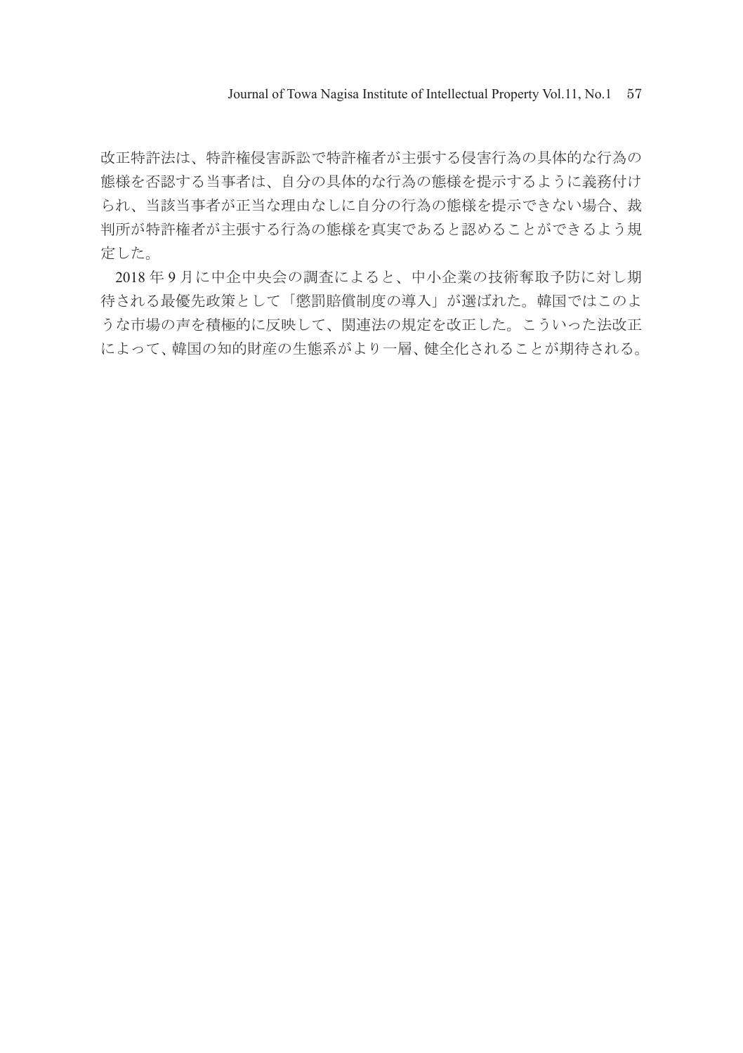改正特許法は、特許権侵害訴訟で特許権者が主張する侵害行為の具体的な行為の態様を否認する当事者は、自分の具体的な行為の態様を提示するように義務付けられ、当該当事者が正当な理由なしに自分の行為の態様を提示できない場合、裁判所が特許権者が主張する行為の態様を真実であると認めることができるよう規定した。

2018 年 9 月に中企中央会の調査によると、中小企業の技術奪取予防に対し期待される最優先政策として「懲罰賠償制度の導入」が選ばれた。韓国ではこのような市場の声を積極的に反映して、関連法の規定を改正した。こういった法改正によって、韓国の知的財産の生態系がより一層、健全化されることが期待される。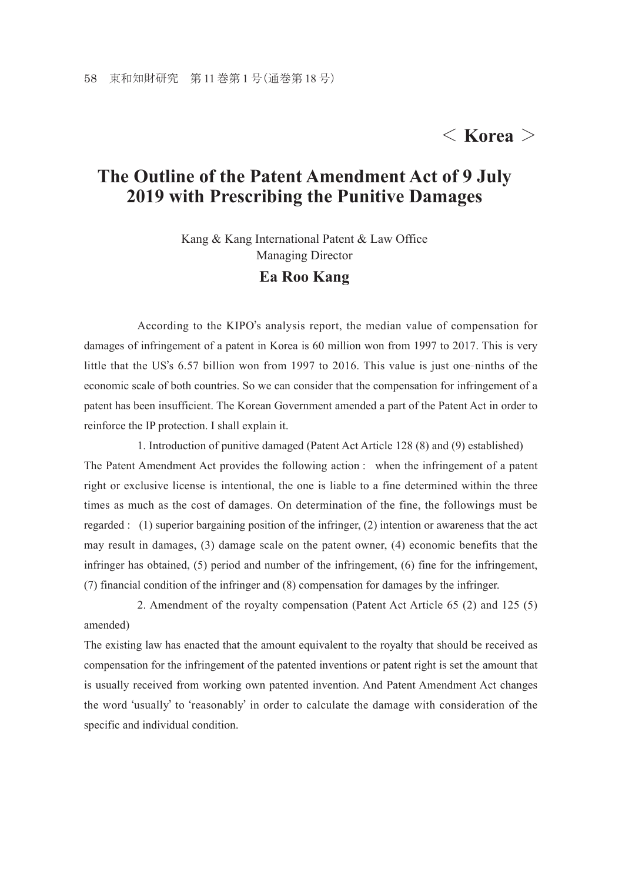## ＜ Korea ＞

# The Outline of the Patent Amendment Act of 9 July 2019 with Prescribing the Punitive Damages

Kang & Kang International Patent & Law Office
Managing Director

**Ea Roo Kang**

According to the KIPO's analysis report, the median value of compensation for damages of infringement of a patent in Korea is 60 million won from 1997 to 2017. This is very little that the US's 6.57 billion won from 1997 to 2016. This value is just one–ninths of the economic scale of both countries. So we can consider that the compensation for infringement of a patent has been insufficient. The Korean Government amended a part of the Patent Act in order to reinforce the IP protection. I shall explain it.

1. Introduction of punitive damaged (Patent Act Article 128 (8) and (9) established)

The Patent Amendment Act provides the following action : when the infringement of a patent right or exclusive license is intentional, the one is liable to a fine determined within the three times as much as the cost of damages. On determination of the fine, the followings must be regarded : (1) superior bargaining position of the infringer, (2) intention or awareness that the act may result in damages, (3) damage scale on the patent owner, (4) economic benefits that the infringer has obtained, (5) period and number of the infringement, (6) fine for the infringement, (7) financial condition of the infringer and (8) compensation for damages by the infringer.

2. Amendment of the royalty compensation (Patent Act Article 65 (2) and 125 (5) amended)

The existing law has enacted that the amount equivalent to the royalty that should be received as compensation for the infringement of the patented inventions or patent right is set the amount that is usually received from working own patented invention. And Patent Amendment Act changes the word 'usually' to 'reasonably' in order to calculate the damage with consideration of the specific and individual condition.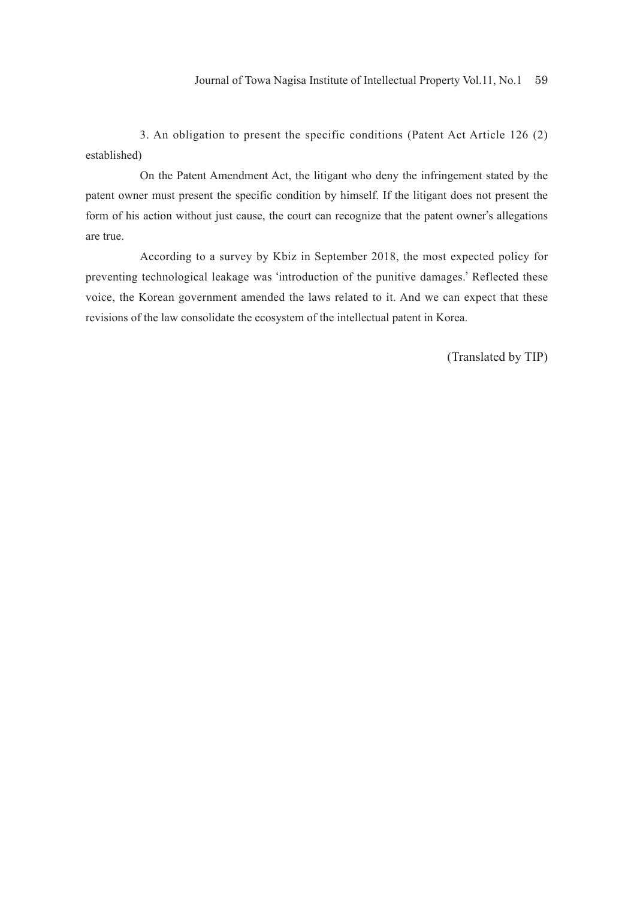3. An obligation to present the specific conditions (Patent Act Article 126 (2) established)

On the Patent Amendment Act, the litigant who deny the infringement stated by the patent owner must present the specific condition by himself. If the litigant does not present the form of his action without just cause, the court can recognize that the patent owner's allegations are true.

According to a survey by Kbiz in September 2018, the most expected policy for preventing technological leakage was 'introduction of the punitive damages.' Reflected these voice, the Korean government amended the laws related to it. And we can expect that these revisions of the law consolidate the ecosystem of the intellectual patent in Korea.

(Translated by TIP)